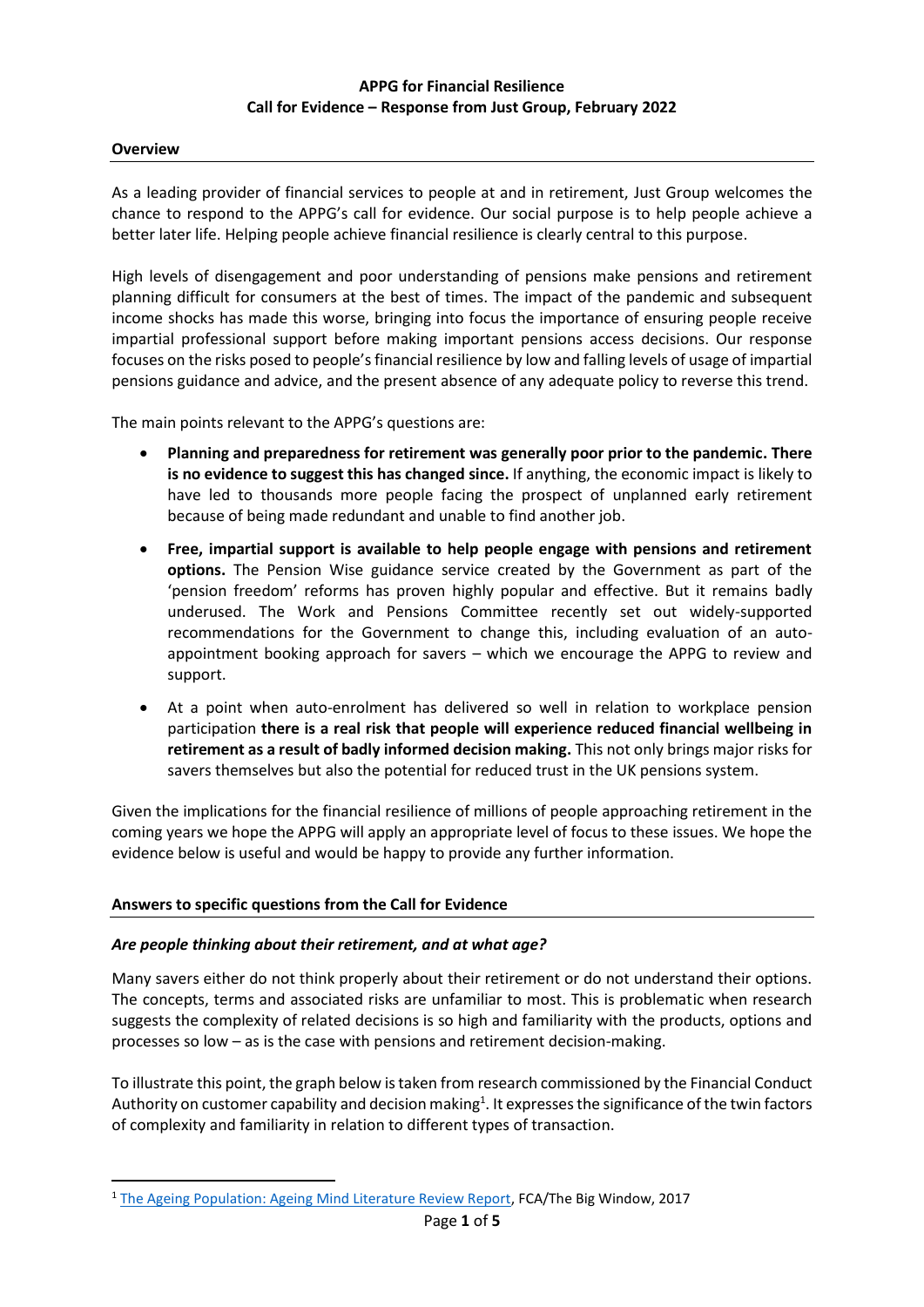**APPG for Financial Resilience**
**Call for Evidence – Response from Just Group, February 2022**

## Overview

As a leading provider of financial services to people at and in retirement, Just Group welcomes the chance to respond to the APPG's call for evidence. Our social purpose is to help people achieve a better later life. Helping people achieve financial resilience is clearly central to this purpose.

High levels of disengagement and poor understanding of pensions make pensions and retirement planning difficult for consumers at the best of times. The impact of the pandemic and subsequent income shocks has made this worse, bringing into focus the importance of ensuring people receive impartial professional support before making important pensions access decisions. Our response focuses on the risks posed to people's financial resilience by low and falling levels of usage of impartial pensions guidance and advice, and the present absence of any adequate policy to reverse this trend.

The main points relevant to the APPG's questions are:

- **Planning and preparedness for retirement was generally poor prior to the pandemic. There is no evidence to suggest this has changed since.** If anything, the economic impact is likely to have led to thousands more people facing the prospect of unplanned early retirement because of being made redundant and unable to find another job.
- **Free, impartial support is available to help people engage with pensions and retirement options.** The Pension Wise guidance service created by the Government as part of the 'pension freedom' reforms has proven highly popular and effective. But it remains badly underused. The Work and Pensions Committee recently set out widely-supported recommendations for the Government to change this, including evaluation of an auto-appointment booking approach for savers – which we encourage the APPG to review and support.
- At a point when auto-enrolment has delivered so well in relation to workplace pension participation **there is a real risk that people will experience reduced financial wellbeing in retirement as a result of badly informed decision making.** This not only brings major risks for savers themselves but also the potential for reduced trust in the UK pensions system.

Given the implications for the financial resilience of millions of people approaching retirement in the coming years we hope the APPG will apply an appropriate level of focus to these issues. We hope the evidence below is useful and would be happy to provide any further information.

## Answers to specific questions from the Call for Evidence

### *Are people thinking about their retirement, and at what age?*

Many savers either do not think properly about their retirement or do not understand their options. The concepts, terms and associated risks are unfamiliar to most. This is problematic when research suggests the complexity of related decisions is so high and familiarity with the products, options and processes so low – as is the case with pensions and retirement decision-making.

To illustrate this point, the graph below is taken from research commissioned by the Financial Conduct Authority on customer capability and decision making[1]. It expresses the significance of the twin factors of complexity and familiarity in relation to different types of transaction.

[1] The Ageing Population: Ageing Mind Literature Review Report, FCA/The Big Window, 2017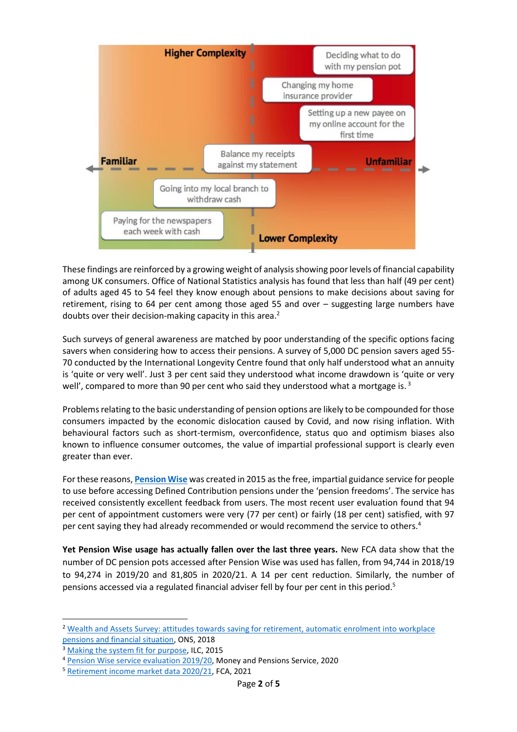Higher Complexity

Deciding what to do with my pension pot

Changing my home insurance provider

Setting up a new payee on my online account for the first time

Familiar

Balance my receipts against my statement

Unfamiliar

Going into my local branch to withdraw cash

Paying for the newspapers each week with cash

Lower Complexity

These findings are reinforced by a growing weight of analysis showing poor levels of financial capability among UK consumers. Office of National Statistics analysis has found that less than half (49 per cent) of adults aged 45 to 54 feel they know enough about pensions to make decisions about saving for retirement, rising to 64 per cent among those aged 55 and over – suggesting large numbers have doubts over their decision-making capacity in this area.[2]

Such surveys of general awareness are matched by poor understanding of the specific options facing savers when considering how to access their pensions. A survey of 5,000 DC pension savers aged 55-70 conducted by the International Longevity Centre found that only half understood what an annuity is 'quite or very well'. Just 3 per cent said they understood what income drawdown is 'quite or very well', compared to more than 90 per cent who said they understood what a mortgage is.[3]

Problems relating to the basic understanding of pension options are likely to be compounded for those consumers impacted by the economic dislocation caused by Covid, and now rising inflation. With behavioural factors such as short-termism, overconfidence, status quo and optimism biases also known to influence consumer outcomes, the value of impartial professional support is clearly even greater than ever.

For these reasons, **Pension Wise** was created in 2015 as the free, impartial guidance service for people to use before accessing Defined Contribution pensions under the 'pension freedoms'. The service has received consistently excellent feedback from users. The most recent user evaluation found that 94 per cent of appointment customers were very (77 per cent) or fairly (18 per cent) satisfied, with 97 per cent saying they had already recommended or would recommend the service to others.[4]

**Yet Pension Wise usage has actually fallen over the last three years.** New FCA data show that the number of DC pension pots accessed after Pension Wise was used has fallen, from 94,744 in 2018/19 to 94,274 in 2019/20 and 81,805 in 2020/21. A 14 per cent reduction. Similarly, the number of pensions accessed via a regulated financial adviser fell by four per cent in this period.[5]

---

[2] Wealth and Assets Survey: attitudes towards saving for retirement, automatic enrolment into workplace pensions and financial situation, ONS, 2018

[3] Making the system fit for purpose, ILC, 2015

[4] Pension Wise service evaluation 2019/20, Money and Pensions Service, 2020

[5] Retirement income market data 2020/21, FCA, 2021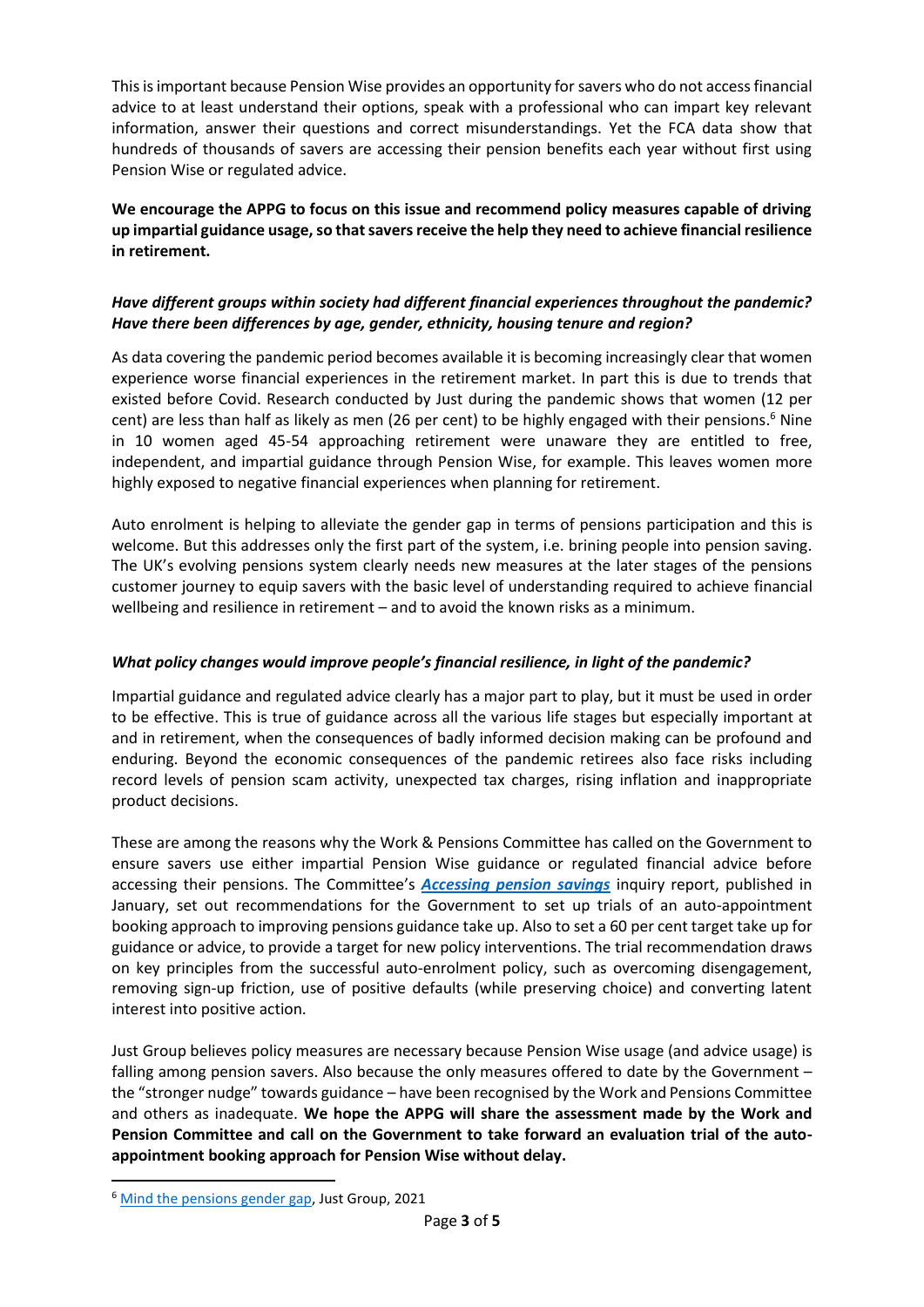This is important because Pension Wise provides an opportunity for savers who do not access financial advice to at least understand their options, speak with a professional who can impart key relevant information, answer their questions and correct misunderstandings. Yet the FCA data show that hundreds of thousands of savers are accessing their pension benefits each year without first using Pension Wise or regulated advice.

**We encourage the APPG to focus on this issue and recommend policy measures capable of driving up impartial guidance usage, so that savers receive the help they need to achieve financial resilience in retirement.**

***Have different groups within society had different financial experiences throughout the pandemic? Have there been differences by age, gender, ethnicity, housing tenure and region?***

As data covering the pandemic period becomes available it is becoming increasingly clear that women experience worse financial experiences in the retirement market. In part this is due to trends that existed before Covid. Research conducted by Just during the pandemic shows that women (12 per cent) are less than half as likely as men (26 per cent) to be highly engaged with their pensions.[6] Nine in 10 women aged 45-54 approaching retirement were unaware they are entitled to free, independent, and impartial guidance through Pension Wise, for example. This leaves women more highly exposed to negative financial experiences when planning for retirement.

Auto enrolment is helping to alleviate the gender gap in terms of pensions participation and this is welcome. But this addresses only the first part of the system, i.e. brining people into pension saving. The UK's evolving pensions system clearly needs new measures at the later stages of the pensions customer journey to equip savers with the basic level of understanding required to achieve financial wellbeing and resilience in retirement – and to avoid the known risks as a minimum.

***What policy changes would improve people's financial resilience, in light of the pandemic?***

Impartial guidance and regulated advice clearly has a major part to play, but it must be used in order to be effective. This is true of guidance across all the various life stages but especially important at and in retirement, when the consequences of badly informed decision making can be profound and enduring. Beyond the economic consequences of the pandemic retirees also face risks including record levels of pension scam activity, unexpected tax charges, rising inflation and inappropriate product decisions.

These are among the reasons why the Work & Pensions Committee has called on the Government to ensure savers use either impartial Pension Wise guidance or regulated financial advice before accessing their pensions. The Committee's ***Accessing pension savings*** inquiry report, published in January, set out recommendations for the Government to set up trials of an auto-appointment booking approach to improving pensions guidance take up. Also to set a 60 per cent target take up for guidance or advice, to provide a target for new policy interventions. The trial recommendation draws on key principles from the successful auto-enrolment policy, such as overcoming disengagement, removing sign-up friction, use of positive defaults (while preserving choice) and converting latent interest into positive action.

Just Group believes policy measures are necessary because Pension Wise usage (and advice usage) is falling among pension savers. Also because the only measures offered to date by the Government – the "stronger nudge" towards guidance – have been recognised by the Work and Pensions Committee and others as inadequate. **We hope the APPG will share the assessment made by the Work and Pension Committee and call on the Government to take forward an evaluation trial of the auto-appointment booking approach for Pension Wise without delay.**

---

[6] Mind the pensions gender gap, Just Group, 2021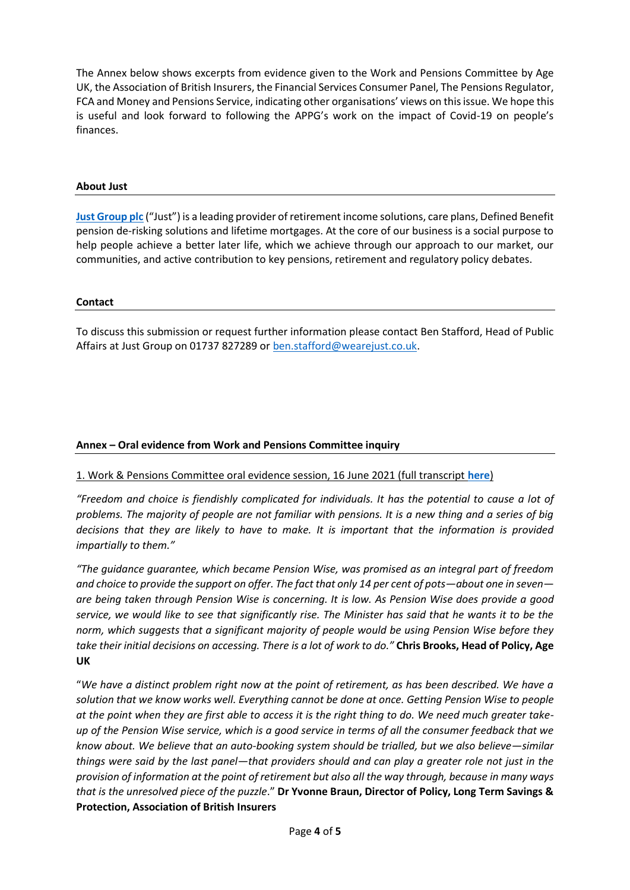The Annex below shows excerpts from evidence given to the Work and Pensions Committee by Age UK, the Association of British Insurers, the Financial Services Consumer Panel, The Pensions Regulator, FCA and Money and Pensions Service, indicating other organisations' views on this issue. We hope this is useful and look forward to following the APPG's work on the impact of Covid-19 on people's finances.

## About Just

**Just Group plc** ("Just") is a leading provider of retirement income solutions, care plans, Defined Benefit pension de-risking solutions and lifetime mortgages. At the core of our business is a social purpose to help people achieve a better later life, which we achieve through our approach to our market, our communities, and active contribution to key pensions, retirement and regulatory policy debates.

## Contact

To discuss this submission or request further information please contact Ben Stafford, Head of Public Affairs at Just Group on 01737 827289 or ben.stafford@wearejust.co.uk.

## Annex – Oral evidence from Work and Pensions Committee inquiry

1. Work & Pensions Committee oral evidence session, 16 June 2021 (full transcript **here**)

*"Freedom and choice is fiendishly complicated for individuals. It has the potential to cause a lot of problems. The majority of people are not familiar with pensions. It is a new thing and a series of big decisions that they are likely to have to make. It is important that the information is provided impartially to them."*

*"The guidance guarantee, which became Pension Wise, was promised as an integral part of freedom and choice to provide the support on offer. The fact that only 14 per cent of pots—about one in seven—are being taken through Pension Wise is concerning. It is low. As Pension Wise does provide a good service, we would like to see that significantly rise. The Minister has said that he wants it to be the norm, which suggests that a significant majority of people would be using Pension Wise before they take their initial decisions on accessing. There is a lot of work to do."* **Chris Brooks, Head of Policy, Age UK**

"*We have a distinct problem right now at the point of retirement, as has been described. We have a solution that we know works well. Everything cannot be done at once. Getting Pension Wise to people at the point when they are first able to access it is the right thing to do. We need much greater take-up of the Pension Wise service, which is a good service in terms of all the consumer feedback that we know about. We believe that an auto-booking system should be trialled, but we also believe—similar things were said by the last panel—that providers should and can play a greater role not just in the provision of information at the point of retirement but also all the way through, because in many ways that is the unresolved piece of the puzzle.*" **Dr Yvonne Braun, Director of Policy, Long Term Savings & Protection, Association of British Insurers**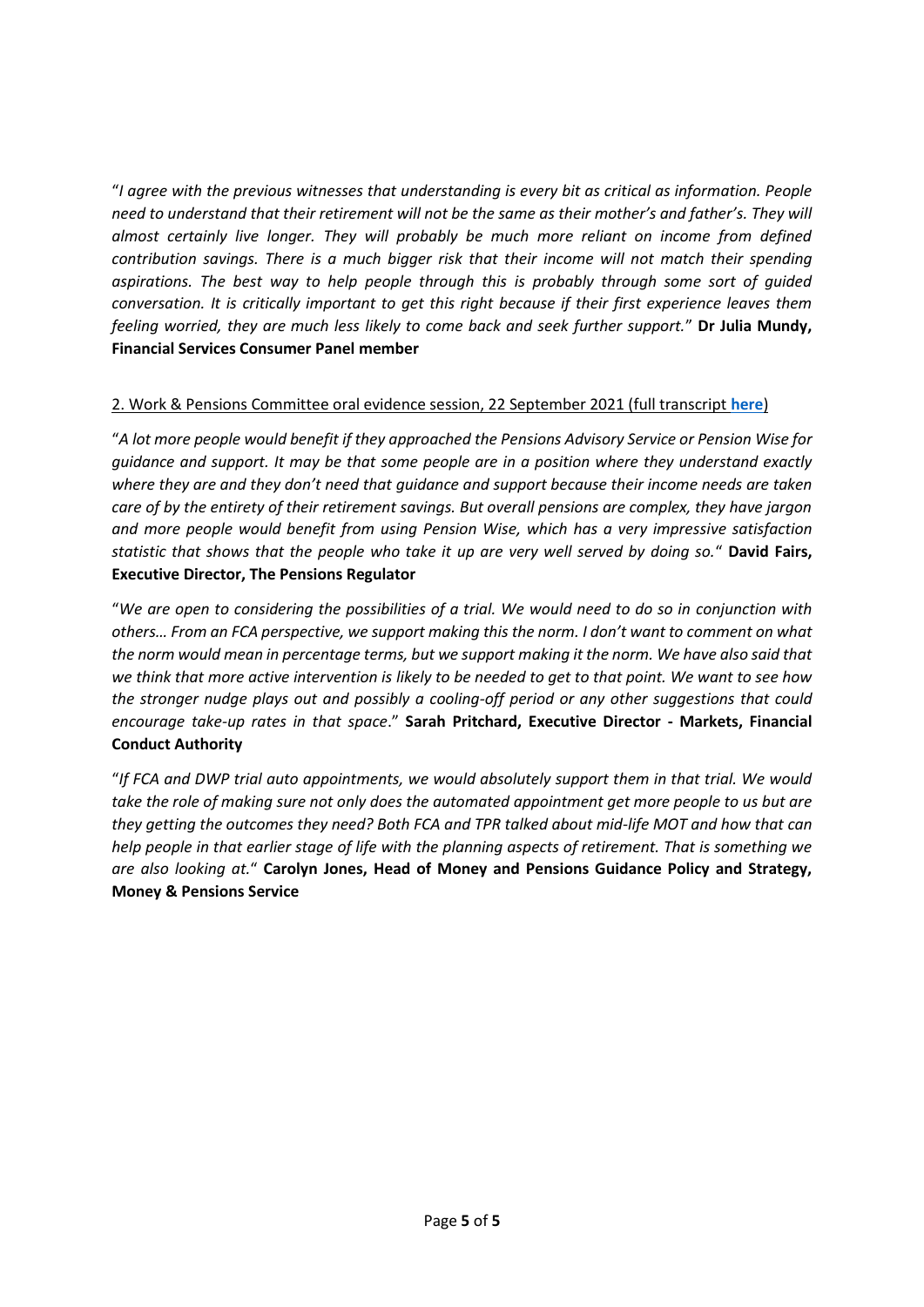"*I agree with the previous witnesses that understanding is every bit as critical as information. People need to understand that their retirement will not be the same as their mother's and father's. They will almost certainly live longer. They will probably be much more reliant on income from defined contribution savings. There is a much bigger risk that their income will not match their spending aspirations. The best way to help people through this is probably through some sort of guided conversation. It is critically important to get this right because if their first experience leaves them feeling worried, they are much less likely to come back and seek further support.*" **Dr Julia Mundy, Financial Services Consumer Panel member**

2. Work & Pensions Committee oral evidence session, 22 September 2021 (full transcript **here**)

"*A lot more people would benefit if they approached the Pensions Advisory Service or Pension Wise for guidance and support. It may be that some people are in a position where they understand exactly where they are and they don't need that guidance and support because their income needs are taken care of by the entirety of their retirement savings. But overall pensions are complex, they have jargon and more people would benefit from using Pension Wise, which has a very impressive satisfaction statistic that shows that the people who take it up are very well served by doing so.*" **David Fairs, Executive Director, The Pensions Regulator**

"*We are open to considering the possibilities of a trial. We would need to do so in conjunction with others… From an FCA perspective, we support making this the norm. I don't want to comment on what the norm would mean in percentage terms, but we support making it the norm. We have also said that we think that more active intervention is likely to be needed to get to that point. We want to see how the stronger nudge plays out and possibly a cooling-off period or any other suggestions that could encourage take-up rates in that space*." **Sarah Pritchard, Executive Director - Markets, Financial Conduct Authority**

"*If FCA and DWP trial auto appointments, we would absolutely support them in that trial. We would take the role of making sure not only does the automated appointment get more people to us but are they getting the outcomes they need? Both FCA and TPR talked about mid-life MOT and how that can help people in that earlier stage of life with the planning aspects of retirement. That is something we are also looking at.*" **Carolyn Jones, Head of Money and Pensions Guidance Policy and Strategy, Money & Pensions Service**